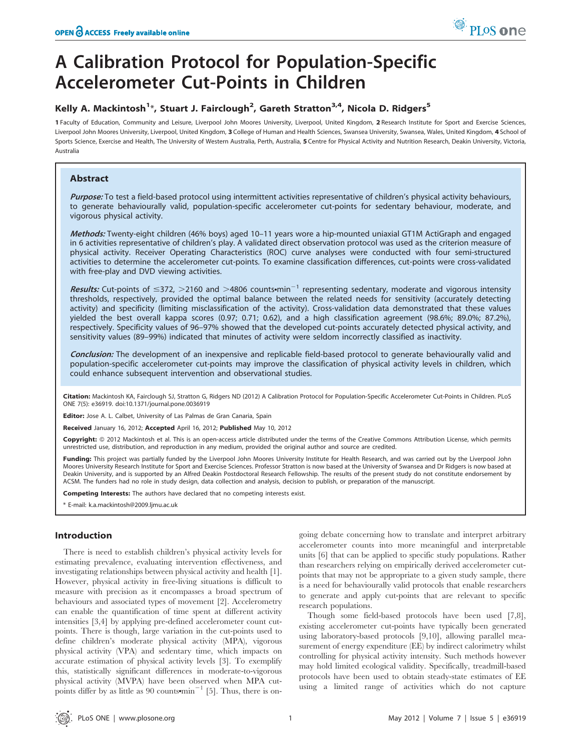# A Calibration Protocol for Population-Specific Accelerometer Cut-Points in Children

**Kelly A. Mackintosh[1]\*, Stuart J. Fairclough[2], Gareth Stratton[3,4], Nicola D. Ridgers[5]**

1 Faculty of Education, Community and Leisure, Liverpool John Moores University, Liverpool, United Kingdom, 2 Research Institute for Sport and Exercise Sciences, Liverpool John Moores University, Liverpool, United Kingdom, 3 College of Human and Health Sciences, Swansea University, Swansea, Wales, United Kingdom, 4 School of Sports Science, Exercise and Health, The University of Western Australia, Perth, Australia, 5 Centre for Physical Activity and Nutrition Research, Deakin University, Victoria, Australia

## Abstract

***Purpose:*** To test a field-based protocol using intermittent activities representative of children's physical activity behaviours, to generate behaviourally valid, population-specific accelerometer cut-points for sedentary behaviour, moderate, and vigorous physical activity.

***Methods:*** Twenty-eight children (46% boys) aged 10–11 years wore a hip-mounted uniaxial GT1M ActiGraph and engaged in 6 activities representative of children's play. A validated direct observation protocol was used as the criterion measure of physical activity. Receiver Operating Characteristics (ROC) curve analyses were conducted with four semi-structured activities to determine the accelerometer cut-points. To examine classification differences, cut-points were cross-validated with free-play and DVD viewing activities.

***Results:*** Cut-points of ≤372, >2160 and >4806 counts•min$^{-1}$ representing sedentary, moderate and vigorous intensity thresholds, respectively, provided the optimal balance between the related needs for sensitivity (accurately detecting activity) and specificity (limiting misclassification of the activity). Cross-validation data demonstrated that these values yielded the best overall kappa scores (0.97; 0.71; 0.62), and a high classification agreement (98.6%; 89.0%; 87.2%), respectively. Specificity values of 96–97% showed that the developed cut-points accurately detected physical activity, and sensitivity values (89–99%) indicated that minutes of activity were seldom incorrectly classified as inactivity.

***Conclusion:*** The development of an inexpensive and replicable field-based protocol to generate behaviourally valid and population-specific accelerometer cut-points may improve the classification of physical activity levels in children, which could enhance subsequent intervention and observational studies.

**Citation:** Mackintosh KA, Fairclough SJ, Stratton G, Ridgers ND (2012) A Calibration Protocol for Population-Specific Accelerometer Cut-Points in Children. PLoS ONE 7(5): e36919. doi:10.1371/journal.pone.0036919

**Editor:** Jose A. L. Calbet, University of Las Palmas de Gran Canaria, Spain

**Received** January 16, 2012; **Accepted** April 16, 2012; **Published** May 10, 2012

**Copyright:** © 2012 Mackintosh et al. This is an open-access article distributed under the terms of the Creative Commons Attribution License, which permits unrestricted use, distribution, and reproduction in any medium, provided the original author and source are credited.

**Funding:** This project was partially funded by the Liverpool John Moores University Institute for Health Research, and was carried out by the Liverpool John Moores University Research Institute for Sport and Exercise Sciences. Professor Stratton is now based at the University of Swansea and Dr Ridgers is now based at Deakin University, and is supported by an Alfred Deakin Postdoctoral Research Fellowship. The results of the present study do not constitute endorsement by ACSM. The funders had no role in study design, data collection and analysis, decision to publish, or preparation of the manuscript.

**Competing Interests:** The authors have declared that no competing interests exist.

\* E-mail: k.a.mackintosh@2009.ljmu.ac.uk

## Introduction

There is need to establish children's physical activity levels for estimating prevalence, evaluating intervention effectiveness, and investigating relationships between physical activity and health [1]. However, physical activity in free-living situations is difficult to measure with precision as it encompasses a broad spectrum of behaviours and associated types of movement [2]. Accelerometry can enable the quantification of time spent at different activity intensities [3,4] by applying pre-defined accelerometer count cut-points. There is though, large variation in the cut-points used to define children's moderate physical activity (MPA), vigorous physical activity (VPA) and sedentary time, which impacts on accurate estimation of physical activity levels [3]. To exemplify this, statistically significant differences in moderate-to-vigorous physical activity (MVPA) have been observed when MPA cut-points differ by as little as 90 counts•min$^{-1}$ [5]. Thus, there is on-going debate concerning how to translate and interpret arbitrary accelerometer counts into more meaningful and interpretable units [6] that can be applied to specific study populations. Rather than researchers relying on empirically derived accelerometer cut-points that may not be appropriate to a given study sample, there is a need for behaviourally valid protocols that enable researchers to generate and apply cut-points that are relevant to specific research populations.

Though some field-based protocols have been used [7,8], existing accelerometer cut-points have typically been generated using laboratory-based protocols [9,10], allowing parallel measurement of energy expenditure (EE) by indirect calorimetry whilst controlling for physical activity intensity. Such methods however may hold limited ecological validity. Specifically, treadmill-based protocols have been used to obtain steady-state estimates of EE using a limited range of activities which do not capture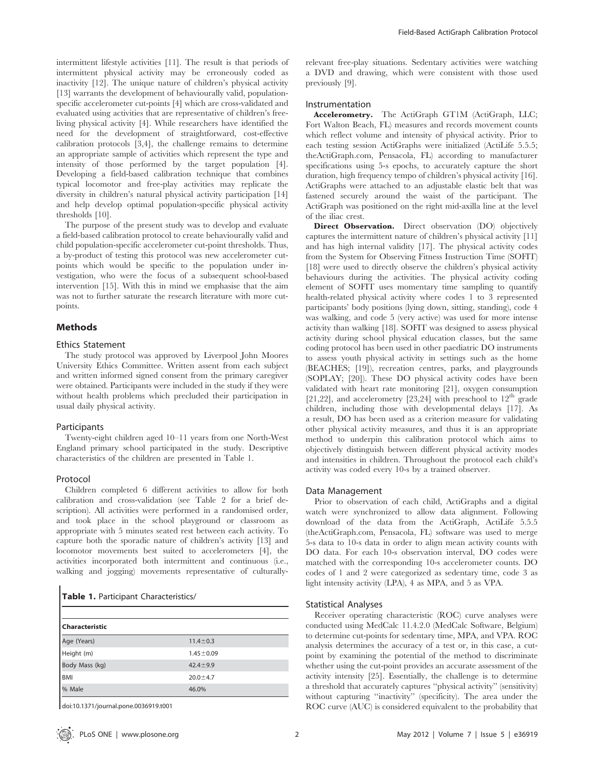intermittent lifestyle activities [11]. The result is that periods of intermittent physical activity may be erroneously coded as inactivity [12]. The unique nature of children's physical activity [13] warrants the development of behaviourally valid, population-specific accelerometer cut-points [4] which are cross-validated and evaluated using activities that are representative of children's free-living physical activity [4]. While researchers have identified the need for the development of straightforward, cost-effective calibration protocols [3,4], the challenge remains to determine an appropriate sample of activities which represent the type and intensity of those performed by the target population [4]. Developing a field-based calibration technique that combines typical locomotor and free-play activities may replicate the diversity in children's natural physical activity participation [14] and help develop optimal population-specific physical activity thresholds [10].

The purpose of the present study was to develop and evaluate a field-based calibration protocol to create behaviourally valid and child population-specific accelerometer cut-point thresholds. Thus, a by-product of testing this protocol was new accelerometer cut-points which would be specific to the population under investigation, who were the focus of a subsequent school-based intervention [15]. With this in mind we emphasise that the aim was not to further saturate the research literature with more cut-points.

## Methods

### Ethics Statement

The study protocol was approved by Liverpool John Moores University Ethics Committee. Written assent from each subject and written informed signed consent from the primary caregiver were obtained. Participants were included in the study if they were without health problems which precluded their participation in usual daily physical activity.

### Participants

Twenty-eight children aged 10–11 years from one North-West England primary school participated in the study. Descriptive characteristics of the children are presented in Table 1.

### Protocol

Children completed 6 different activities to allow for both calibration and cross-validation (see Table 2 for a brief description). All activities were performed in a randomised order, and took place in the school playground or classroom as appropriate with 5 minutes seated rest between each activity. To capture both the sporadic nature of children's activity [13] and locomotor movements best suited to accelerometers [4], the activities incorporated both intermittent and continuous (i.e., walking and jogging) movements representative of culturally-relevant free-play situations. Sedentary activities were watching a DVD and drawing, which were consistent with those used previously [9].

**Table 1.** Participant Characteristics/

| Characteristic | |
|---|---|
| Age (Years) | 11.4±0.3 |
| Height (m) | 1.45±0.09 |
| Body Mass (kg) | 42.4±9.9 |
| BMI | 20.0±4.7 |
| % Male | 46.0% |

doi:10.1371/journal.pone.0036919.t001

### Instrumentation

**Accelerometry.** The ActiGraph GT1M (ActiGraph, LLC; Fort Walton Beach, FL) measures and records movement counts which reflect volume and intensity of physical activity. Prior to each testing session ActiGraphs were initialized (ActiLife 5.5.5; theActiGraph.com, Pensacola, FL) according to manufacturer specifications using 5-s epochs, to accurately capture the short duration, high frequency tempo of children's physical activity [16]. ActiGraphs were attached to an adjustable elastic belt that was fastened securely around the waist of the participant. The ActiGraph was positioned on the right mid-axilla line at the level of the iliac crest.

**Direct Observation.** Direct observation (DO) objectively captures the intermittent nature of children's physical activity [11] and has high internal validity [17]. The physical activity codes from the System for Observing Fitness Instruction Time (SOFIT) [18] were used to directly observe the children's physical activity behaviours during the activities. The physical activity coding element of SOFIT uses momentary time sampling to quantify health-related physical activity where codes 1 to 3 represented participants' body positions (lying down, sitting, standing), code 4 was walking, and code 5 (very active) was used for more intense activity than walking [18]. SOFIT was designed to assess physical activity during school physical education classes, but the same coding protocol has been used in other paediatric DO instruments to assess youth physical activity in settings such as the home (BEACHES; [19]), recreation centres, parks, and playgrounds (SOPLAY; [20]). These DO physical activity codes have been validated with heart rate monitoring [21], oxygen consumption [21,22], and accelerometry [23,24] with preschool to 12th grade children, including those with developmental delays [17]. As a result, DO has been used as a criterion measure for validating other physical activity measures, and thus it is an appropriate method to underpin this calibration protocol which aims to objectively distinguish between different physical activity modes and intensities in children. Throughout the protocol each child's activity was coded every 10-s by a trained observer.

### Data Management

Prior to observation of each child, ActiGraphs and a digital watch were synchronized to allow data alignment. Following download of the data from the ActiGraph, ActiLife 5.5.5 (theActiGraph.com, Pensacola, FL) software was used to merge 5-s data to 10-s data in order to align mean activity counts with DO data. For each 10-s observation interval, DO codes were matched with the corresponding 10-s accelerometer counts. DO codes of 1 and 2 were categorized as sedentary time, code 3 as light intensity activity (LPA), 4 as MPA, and 5 as VPA.

### Statistical Analyses

Receiver operating characteristic (ROC) curve analyses were conducted using MedCalc 11.4.2.0 (MedCalc Software, Belgium) to determine cut-points for sedentary time, MPA, and VPA. ROC analysis determines the accuracy of a test or, in this case, a cut-point by examining the potential of the method to discriminate whether using the cut-point provides an accurate assessment of the activity intensity [25]. Essentially, the challenge is to determine a threshold that accurately captures "physical activity" (sensitivity) without capturing "inactivity" (specificity). The area under the ROC curve (AUC) is considered equivalent to the probability that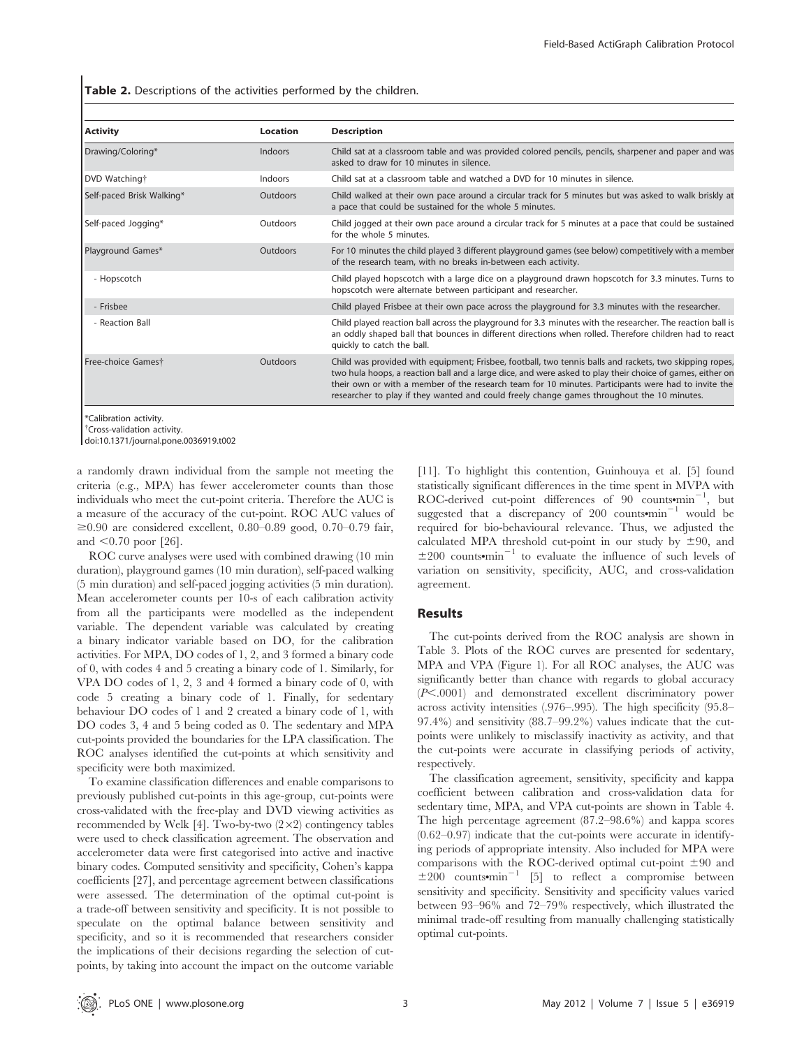**Table 2.** Descriptions of the activities performed by the children.

| Activity | Location | Description |
| --- | --- | --- |
| Drawing/Coloring* | Indoors | Child sat at a classroom table and was provided colored pencils, pencils, sharpener and paper and was asked to draw for 10 minutes in silence. |
| DVD Watching† | Indoors | Child sat at a classroom table and watched a DVD for 10 minutes in silence. |
| Self-paced Brisk Walking* | Outdoors | Child walked at their own pace around a circular track for 5 minutes but was asked to walk briskly at a pace that could be sustained for the whole 5 minutes. |
| Self-paced Jogging* | Outdoors | Child jogged at their own pace around a circular track for 5 minutes at a pace that could be sustained for the whole 5 minutes. |
| Playground Games* | Outdoors | For 10 minutes the child played 3 different playground games (see below) competitively with a member of the research team, with no breaks in-between each activity. |
| - Hopscotch | | Child played hopscotch with a large dice on a playground drawn hopscotch for 3.3 minutes. Turns to hopscotch were alternate between participant and researcher. |
| - Frisbee | | Child played Frisbee at their own pace across the playground for 3.3 minutes with the researcher. |
| - Reaction Ball | | Child played reaction ball across the playground for 3.3 minutes with the researcher. The reaction ball is an oddly shaped ball that bounces in different directions when rolled. Therefore children had to react quickly to catch the ball. |
| Free-choice Games† | Outdoors | Child was provided with equipment; Frisbee, football, two tennis balls and rackets, two skipping ropes, two hula hoops, a reaction ball and a large dice, and were asked to play their choice of games, either on their own or with a member of the research team for 10 minutes. Participants were had to invite the researcher to play if they wanted and could freely change games throughout the 10 minutes. |

*Calibration activity.
†Cross-validation activity.
doi:10.1371/journal.pone.0036919.t002

a randomly drawn individual from the sample not meeting the criteria (e.g., MPA) has fewer accelerometer counts than those individuals who meet the cut-point criteria. Therefore the AUC is a measure of the accuracy of the cut-point. ROC AUC values of $\geq$0.90 are considered excellent, 0.80–0.89 good, 0.70–0.79 fair, and $<$0.70 poor [26].

ROC curve analyses were used with combined drawing (10 min duration), playground games (10 min duration), self-paced walking (5 min duration) and self-paced jogging activities (5 min duration). Mean accelerometer counts per 10-s of each calibration activity from all the participants were modelled as the independent variable. The dependent variable was calculated by creating a binary indicator variable based on DO, for the calibration activities. For MPA, DO codes of 1, 2, and 3 formed a binary code of 0, with codes 4 and 5 creating a binary code of 1. Similarly, for VPA DO codes of 1, 2, 3 and 4 formed a binary code of 0, with code 5 creating a binary code of 1. Finally, for sedentary behaviour DO codes of 1 and 2 created a binary code of 1, with DO codes 3, 4 and 5 being coded as 0. The sedentary and MPA cut-points provided the boundaries for the LPA classification. The ROC analyses identified the cut-points at which sensitivity and specificity were both maximized.

To examine classification differences and enable comparisons to previously published cut-points in this age-group, cut-points were cross-validated with the free-play and DVD viewing activities as recommended by Welk [4]. Two-by-two ($2\times2$) contingency tables were used to check classification agreement. The observation and accelerometer data were first categorised into active and inactive binary codes. Computed sensitivity and specificity, Cohen's kappa coefficients [27], and percentage agreement between classifications were assessed. The determination of the optimal cut-point is a trade-off between sensitivity and specificity. It is not possible to speculate on the optimal balance between sensitivity and specificity, and so it is recommended that researchers consider the implications of their decisions regarding the selection of cut-points, by taking into account the impact on the outcome variable [11]. To highlight this contention, Guinhouya et al. [5] found statistically significant differences in the time spent in MVPA with ROC-derived cut-point differences of 90 counts•min$^{-1}$, but suggested that a discrepancy of 200 counts•min$^{-1}$ would be required for bio-behavioural relevance. Thus, we adjusted the calculated MPA threshold cut-point in our study by $\pm$90, and $\pm$200 counts•min$^{-1}$ to evaluate the influence of such levels of variation on sensitivity, specificity, AUC, and cross-validation agreement.

## Results

The cut-points derived from the ROC analysis are shown in Table 3. Plots of the ROC curves are presented for sedentary, MPA and VPA (Figure 1). For all ROC analyses, the AUC was significantly better than chance with regards to global accuracy ($P<.0001$) and demonstrated excellent discriminatory power across activity intensities (.976–.995). The high specificity (95.8–97.4%) and sensitivity (88.7–99.2%) values indicate that the cut-points were unlikely to misclassify inactivity as activity, and that the cut-points were accurate in classifying periods of activity, respectively.

The classification agreement, sensitivity, specificity and kappa coefficient between calibration and cross-validation data for sedentary time, MPA, and VPA cut-points are shown in Table 4. The high percentage agreement (87.2–98.6%) and kappa scores (0.62–0.97) indicate that the cut-points were accurate in identifying periods of appropriate intensity. Also included for MPA were comparisons with the ROC-derived optimal cut-point $\pm$90 and $\pm$200 counts•min$^{-1}$ [5] to reflect a compromise between sensitivity and specificity. Sensitivity and specificity values varied between 93–96% and 72–79% respectively, which illustrated the minimal trade-off resulting from manually challenging statistically optimal cut-points.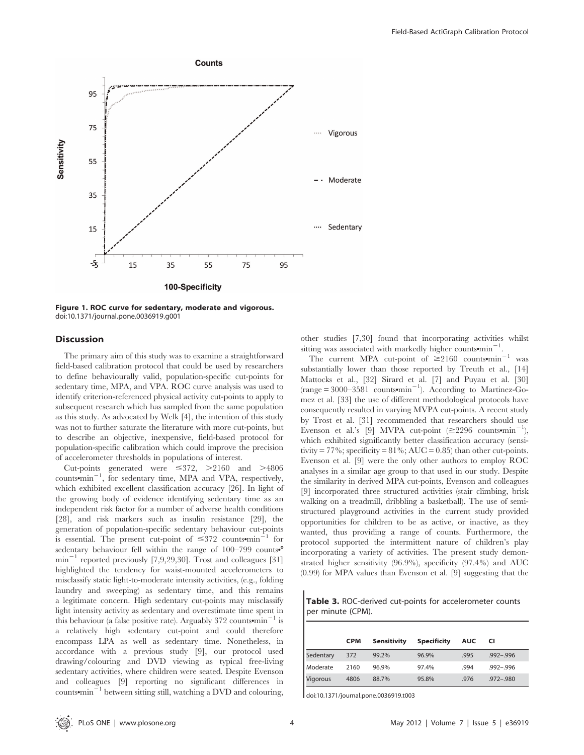Figure 1. ROC curve for sedentary, moderate and vigorous.
doi:10.1371/journal.pone.0036919.g001

## Discussion

The primary aim of this study was to examine a straightforward field-based calibration protocol that could be used by researchers to define behaviourally valid, population-specific cut-points for sedentary time, MPA, and VPA. ROC curve analysis was used to identify criterion-referenced physical activity cut-points to apply to subsequent research which has sampled from the same population as this study. As advocated by Welk [4], the intention of this study was not to further saturate the literature with more cut-points, but to describe an objective, inexpensive, field-based protocol for population-specific calibration which could improve the precision of accelerometer thresholds in populations of interest.

Cut-points generated were ≤372, >2160 and >4806 counts•min$^{-1}$, for sedentary time, MPA and VPA, respectively, which exhibited excellent classification accuracy [26]. In light of the growing body of evidence identifying sedentary time as an independent risk factor for a number of adverse health conditions [28], and risk markers such as insulin resistance [29], the generation of population-specific sedentary behaviour cut-points is essential. The present cut-point of ≤372 counts•min$^{-1}$ for sedentary behaviour fell within the range of 100–799 counts•° min$^{-1}$ reported previously [7,9,29,30]. Trost and colleagues [31] highlighted the tendency for waist-mounted accelerometers to misclassify static light-to-moderate intensity activities, (e.g., folding laundry and sweeping) as sedentary time, and this remains a legitimate concern. High sedentary cut-points may misclassify light intensity activity as sedentary and overestimate time spent in this behaviour (a false positive rate). Arguably 372 counts•min$^{-1}$ is a relatively high sedentary cut-point and could therefore encompass LPA as well as sedentary time. Nonetheless, in accordance with a previous study [9], our protocol used drawing/colouring and DVD viewing as typical free-living sedentary activities, where children were seated. Despite Evenson and colleagues [9] reporting no significant differences in counts•min$^{-1}$ between sitting still, watching a DVD and colouring, other studies [7,30] found that incorporating activities whilst sitting was associated with markedly higher counts•min$^{-1}$.

The current MPA cut-point of ≥2160 counts•min$^{-1}$ was substantially lower than those reported by Treuth et al., [14] Mattocks et al., [32] Sirard et al. [7] and Puyau et al. [30] (range = 3000–3581 counts•min$^{-1}$). According to Martinez-Gomez et al. [33] the use of different methodological protocols have consequently resulted in varying MVPA cut-points. A recent study by Trost et al. [31] recommended that researchers should use Evenson et al.'s [9] MVPA cut-point (≥2296 counts•min$^{-1}$), which exhibited significantly better classification accuracy (sensitivity = 77%; specificity = 81%; AUC = 0.85) than other cut-points. Evenson et al. [9] were the only other authors to employ ROC analyses in a similar age group to that used in our study. Despite the similarity in derived MPA cut-points, Evenson and colleagues [9] incorporated three structured activities (stair climbing, brisk walking on a treadmill, dribbling a basketball). The use of semi-structured playground activities in the current study provided opportunities for children to be as active, or inactive, as they wanted, thus providing a range of counts. Furthermore, the protocol supported the intermittent nature of children's play incorporating a variety of activities. The present study demonstrated higher sensitivity (96.9%), specificity (97.4%) and AUC (0.99) for MPA values than Evenson et al. [9] suggesting that the

**Table 3.** ROC-derived cut-points for accelerometer counts per minute (CPM).

| | CPM | Sensitivity | Specificity | AUC | CI |
|---|---|---|---|---|---|
| Sedentary | 372 | 99.2% | 96.9% | .995 | .992–.996 |
| Moderate | 2160 | 96.9% | 97.4% | .994 | .992–.996 |
| Vigorous | 4806 | 88.7% | 95.8% | .976 | .972–.980 |

doi:10.1371/journal.pone.0036919.t003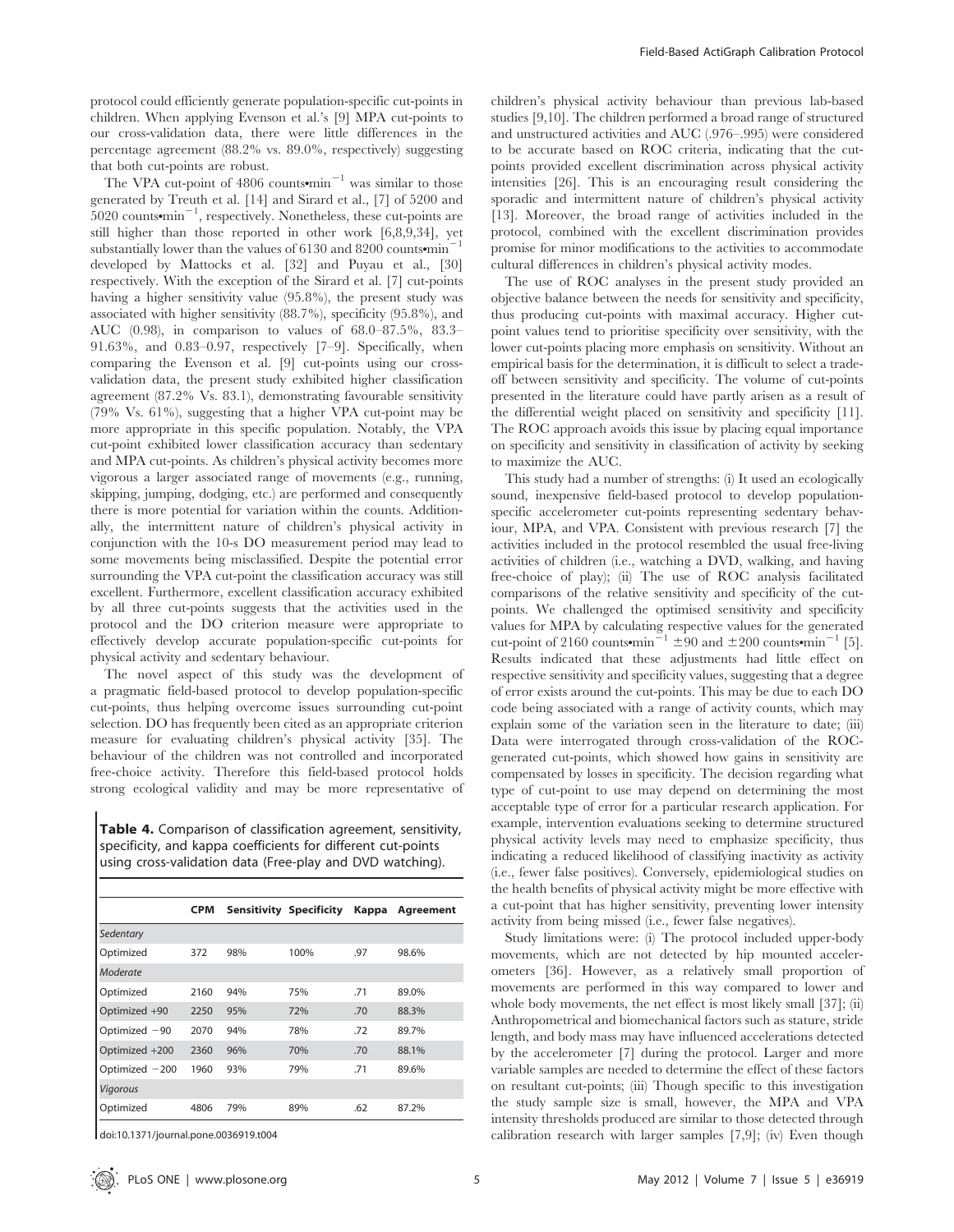protocol could efficiently generate population-specific cut-points in children. When applying Evenson et al.'s [9] MPA cut-points to our cross-validation data, there were little differences in the percentage agreement (88.2% vs. 89.0%, respectively) suggesting that both cut-points are robust.

The VPA cut-point of 4806 counts•min$^{-1}$ was similar to those generated by Treuth et al. [14] and Sirard et al., [7] of 5200 and 5020 counts•min$^{-1}$, respectively. Nonetheless, these cut-points are still higher than those reported in other work [6,8,9,34], yet substantially lower than the values of 6130 and 8200 counts•min$^{-1}$ developed by Mattocks et al. [32] and Puyau et al., [30] respectively. With the exception of the Sirard et al. [7] cut-points having a higher sensitivity value (95.8%), the present study was associated with higher sensitivity (88.7%), specificity (95.8%), and AUC (0.98), in comparison to values of 68.0–87.5%, 83.3–91.63%, and 0.83–0.97, respectively [7–9]. Specifically, when comparing the Evenson et al. [9] cut-points using our cross-validation data, the present study exhibited higher classification agreement (87.2% Vs. 83.1), demonstrating favourable sensitivity (79% Vs. 61%), suggesting that a higher VPA cut-point may be more appropriate in this specific population. Notably, the VPA cut-point exhibited lower classification accuracy than sedentary and MPA cut-points. As children's physical activity becomes more vigorous a larger associated range of movements (e.g., running, skipping, jumping, dodging, etc.) are performed and consequently there is more potential for variation within the counts. Additionally, the intermittent nature of children's physical activity in conjunction with the 10-s DO measurement period may lead to some movements being misclassified. Despite the potential error surrounding the VPA cut-point the classification accuracy was still excellent. Furthermore, excellent classification accuracy exhibited by all three cut-points suggests that the activities used in the protocol and the DO criterion measure were appropriate to effectively develop accurate population-specific cut-points for physical activity and sedentary behaviour.

The novel aspect of this study was the development of a pragmatic field-based protocol to develop population-specific cut-points, thus helping overcome issues surrounding cut-point selection. DO has frequently been cited as an appropriate criterion measure for evaluating children's physical activity [35]. The behaviour of the children was not controlled and incorporated free-choice activity. Therefore this field-based protocol holds strong ecological validity and may be more representative of children's physical activity behaviour than previous lab-based studies [9,10]. The children performed a broad range of structured and unstructured activities and AUC (.976–.995) were considered to be accurate based on ROC criteria, indicating that the cut-points provided excellent discrimination across physical activity intensities [26]. This is an encouraging result considering the sporadic and intermittent nature of children's physical activity [13]. Moreover, the broad range of activities included in the protocol, combined with the excellent discrimination provides promise for minor modifications to the activities to accommodate cultural differences in children's physical activity modes.

The use of ROC analyses in the present study provided an objective balance between the needs for sensitivity and specificity, thus producing cut-points with maximal accuracy. Higher cut-point values tend to prioritise specificity over sensitivity, with the lower cut-points placing more emphasis on sensitivity. Without an empirical basis for the determination, it is difficult to select a trade-off between sensitivity and specificity. The volume of cut-points presented in the literature could have partly arisen as a result of the differential weight placed on sensitivity and specificity [11]. The ROC approach avoids this issue by placing equal importance on specificity and sensitivity in classification of activity by seeking to maximize the AUC.

This study had a number of strengths: (i) It used an ecologically sound, inexpensive field-based protocol to develop population-specific accelerometer cut-points representing sedentary behaviour, MPA, and VPA. Consistent with previous research [7] the activities included in the protocol resembled the usual free-living activities of children (i.e., watching a DVD, walking, and having free-choice of play); (ii) The use of ROC analysis facilitated comparisons of the relative sensitivity and specificity of the cut-points. We challenged the optimised sensitivity and specificity values for MPA by calculating respective values for the generated cut-point of 2160 counts•min$^{-1}$ $\pm$90 and $\pm$200 counts•min$^{-1}$ [5]. Results indicated that these adjustments had little effect on respective sensitivity and specificity values, suggesting that a degree of error exists around the cut-points. This may be due to each DO code being associated with a range of activity counts, which may explain some of the variation seen in the literature to date; (iii) Data were interrogated through cross-validation of the ROC-generated cut-points, which showed how gains in sensitivity are compensated by losses in specificity. The decision regarding what type of cut-point to use may depend on determining the most acceptable type of error for a particular research application. For example, intervention evaluations seeking to determine structured physical activity levels may need to emphasize specificity, thus indicating a reduced likelihood of classifying inactivity as activity (i.e., fewer false positives). Conversely, epidemiological studies on the health benefits of physical activity might be more effective with a cut-point that has higher sensitivity, preventing lower intensity activity from being missed (i.e., fewer false negatives).

Study limitations were: (i) The protocol included upper-body movements, which are not detected by hip mounted accelerometers [36]. However, as a relatively small proportion of movements are performed in this way compared to lower and whole body movements, the net effect is most likely small [37]; (ii) Anthropometrical and biomechanical factors such as stature, stride length, and body mass may have influenced accelerations detected by the accelerometer [7] during the protocol. Larger and more variable samples are needed to determine the effect of these factors on resultant cut-points; (iii) Though specific to this investigation the study sample size is small, however, the MPA and VPA intensity thresholds produced are similar to those detected through calibration research with larger samples [7,9]; (iv) Even though

**Table 4.** Comparison of classification agreement, sensitivity, specificity, and kappa coefficients for different cut-points using cross-validation data (Free-play and DVD watching).

| | CPM | Sensitivity | Specificity | Kappa | Agreement |
|---|---|---|---|---|---|
| *Sedentary* | | | | | |
| Optimized | 372 | 98% | 100% | .97 | 98.6% |
| *Moderate* | | | | | |
| Optimized | 2160 | 94% | 75% | .71 | 89.0% |
| Optimized +90 | 2250 | 95% | 72% | .70 | 88.3% |
| Optimized −90 | 2070 | 94% | 78% | .72 | 89.7% |
| Optimized +200 | 2360 | 96% | 70% | .70 | 88.1% |
| Optimized −200 | 1960 | 93% | 79% | .71 | 89.6% |
| *Vigorous* | | | | | |
| Optimized | 4806 | 79% | 89% | .62 | 87.2% |

doi:10.1371/journal.pone.0036919.t004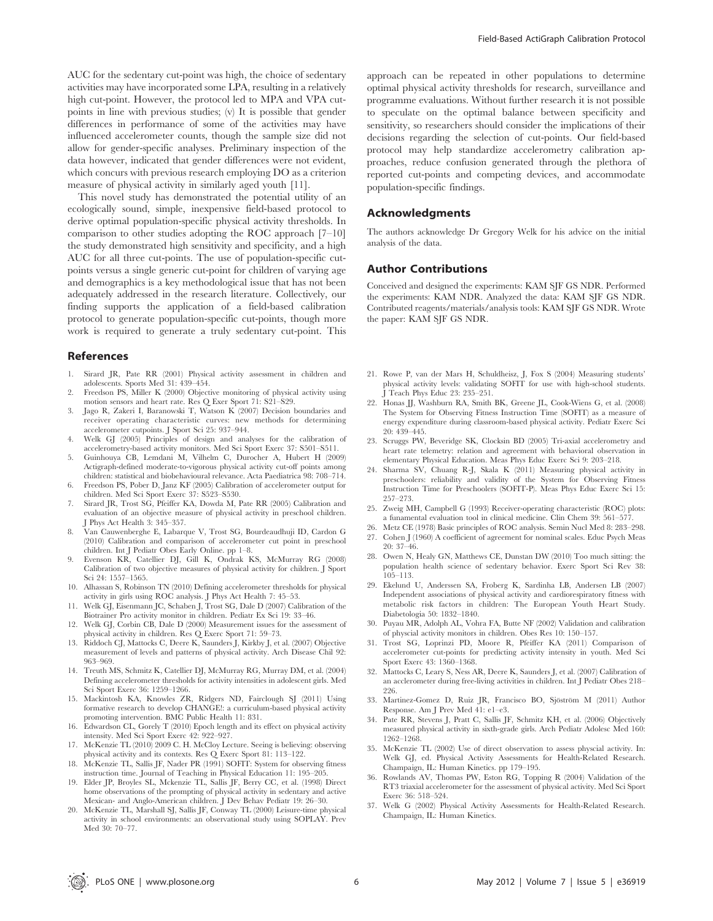AUC for the sedentary cut-point was high, the choice of sedentary activities may have incorporated some LPA, resulting in a relatively high cut-point. However, the protocol led to MPA and VPA cut-points in line with previous studies; (v) It is possible that gender differences in performance of some of the activities may have influenced accelerometer counts, though the sample size did not allow for gender-specific analyses. Preliminary inspection of the data however, indicated that gender differences were not evident, which concurs with previous research employing DO as a criterion measure of physical activity in similarly aged youth [11].

This novel study has demonstrated the potential utility of an ecologically sound, simple, inexpensive field-based protocol to derive optimal population-specific physical activity thresholds. In comparison to other studies adopting the ROC approach [7–10] the study demonstrated high sensitivity and specificity, and a high AUC for all three cut-points. The use of population-specific cut-points versus a single generic cut-point for children of varying age and demographics is a key methodological issue that has not been adequately addressed in the research literature. Collectively, our finding supports the application of a field-based calibration protocol to generate population-specific cut-points, though more work is required to generate a truly sedentary cut-point. This approach can be repeated in other populations to determine optimal physical activity thresholds for research, surveillance and programme evaluations. Without further research it is not possible to speculate on the optimal balance between specificity and sensitivity, so researchers should consider the implications of their decisions regarding the selection of cut-points. Our field-based protocol may help standardize accelerometry calibration approaches, reduce confusion generated through the plethora of reported cut-points and competing devices, and accommodate population-specific findings.

## Acknowledgments

The authors acknowledge Dr Gregory Welk for his advice on the initial analysis of the data.

## Author Contributions

Conceived and designed the experiments: KAM SJF GS NDR. Performed the experiments: KAM NDR. Analyzed the data: KAM SJF GS NDR. Contributed reagents/materials/analysis tools: KAM SJF GS NDR. Wrote the paper: KAM SJF GS NDR.

## References

1. Sirard JR, Pate RR (2001) Physical activity assessment in children and adolescents. Sports Med 31: 439–454.
2. Freedson PS, Miller K (2000) Objective monitoring of physical activity using motion sensors and heart rate. Res Q Exer Sport 71: S21–S29.
3. Jago R, Zakeri I, Baranowski T, Watson K (2007) Decision boundaries and receiver operating characteristic curves: new methods for determining accelerometer cutpoints. J Sport Sci 25: 937–944.
4. Welk GJ (2005) Principles of design and analyses for the calibration of accelerometry-based activity monitors. Med Sci Sport Exerc 37: S501–S511.
5. Guinhouya CB, Lemdani M, Vilhelm C, Durocher A, Hubert H (2009) Actigraph-defined moderate-to-vigorous physical activity cut-off points among children: statistical and biobehavioural relevance. Acta Paediatrica 98: 708–714.
6. Freedson PS, Pober D, Janz KF (2005) Calibration of accelerometer output for children. Med Sci Sport Exerc 37: S523–S530.
7. Sirard JR, Trost SG, Pfeiffer KA, Dowda M, Pate RR (2005) Calibration and evaluation of an objective measure of physical activity in preschool children. J Phys Act Health 3: 345–357.
8. Van Cauwenberghe E, Labarque V, Trost SG, Bourdeaudhuji ID, Cardon G (2010) Calibration and comparison of accelerometer cut point in preschool children. Int J Pediatr Obes Early Online. pp 1–8.
9. Evenson KR, Catellier DJ, Gill K, Ondrak KS, McMurray RG (2008) Calibration of two objective measures of physical activity for children. J Sport Sci 24: 1557–1565.
10. Alhassan S, Robinson TN (2010) Defining accelerometer thresholds for physical activity in girls using ROC analysis. J Phys Act Health 7: 45–53.
11. Welk GJ, Eisenmann JC, Schaben J, Trost SG, Dale D (2007) Calibration of the Biotrainer Pro activity monitor in children. Pediatr Ex Sci 19: 33–46.
12. Welk GJ, Corbin CB, Dale D (2000) Measurement issues for the assessment of physical activity in children. Res Q Exerc Sport 71: 59–73.
13. Riddoch CJ, Mattocks C, Deere K, Saunders J, Kirkby J, et al. (2007) Objective measurement of levels and patterns of physical activity. Arch Disease Chil 92: 963–969.
14. Treuth MS, Schmitz K, Catellier DJ, McMurray RG, Murray DM, et al. (2004) Defining accelerometer thresholds for activity intensities in adolescent girls. Med Sci Sport Exerc 36: 1259–1266.
15. Mackintosh KA, Knowles ZR, Ridgers ND, Fairclough SJ (2011) Using formative research to develop CHANGE!: a curriculum-based physical activity promoting intervention. BMC Public Health 11: 831.
16. Edwardson CL, Gorely T (2010) Epoch length and its effect on physical activity intensity. Med Sci Sport Exerc 42: 922–927.
17. McKenzie TL (2010) 2009 C. H. McCloy Lecture. Seeing is believing: observing physical activity and its contexts. Res Q Exerc Sport 81: 113–122.
18. McKenzie TL, Sallis JF, Nader PR (1991) SOFIT: System for observing fitness instruction time. Journal of Teaching in Physical Education 11: 195–205.
19. Elder JP, Broyles SL, Mckenzie TL, Sallis JF, Berry CC, et al. (1998) Direct home observations of the prompting of physical activity in sedentary and active Mexican- and Anglo-American children. J Dev Behav Pediatr 19: 26–30.
20. McKenzie TL, Marshall SJ, Sallis JF, Conway TL (2000) Leisure-time physical activity in school environments: an observational study using SOPLAY. Prev Med 30: 70–77.
21. Rowe P, van der Mars H, Schuldheisz, J, Fox S (2004) Measuring students' physical activity levels: validating SOFIT for use with high-school students. J Teach Phys Educ 23: 235–251.
22. Honas JJ, Washburn RA, Smith BK, Greene JL, Cook-Wiens G, et al. (2008) The System for Observing Fitness Instruction Time (SOFIT) as a measure of energy expenditure during classroom-based physical activity. Pediatr Exerc Sci 20: 439–445.
23. Scruggs PW, Beveridge SK, Clocksin BD (2005) Tri-axial accelerometry and heart rate telemetry: relation and agreement with behavioral observation in elementary Physical Education. Meas Phys Educ Exerc Sci 9: 203–218.
24. Sharma SV, Chuang R-J, Skala K (2011) Measuring physical activity in preschoolers: reliability and validity of the System for Observing Fitness Instruction Time for Preschoolers (SOFIT-P). Meas Phys Educ Exerc Sci 15: 257–273.
25. Zweig MH, Campbell G (1993) Receiver-operating characteristic (ROC) plots: a funamental evaluation tool in clinical medicine. Clin Chem 39: 561–577.
26. Metz CE (1978) Basic principles of ROC analysis. Semin Nucl Med 8: 283–298.
27. Cohen J (1960) A coefficient of agreement for nominal scales. Educ Psych Meas 20: 37–46.
28. Owen N, Healy GN, Matthews CE, Dunstan DW (2010) Too much sitting: the population health science of sedentary behavior. Exerc Sport Sci Rev 38: 105–113.
29. Ekelund U, Anderssen SA, Froberg K, Sardinha LB, Andersen LB (2007) Independent associations of physical activity and cardiorespiratory fitness with metabolic risk factors in children: The European Youth Heart Study. Diabetologia 50: 1832–1840.
30. Puyau MR, Adolph AL, Vohra FA, Butte NF (2002) Validation and calibration of physcial activity monitors in children. Obes Res 10: 150–157.
31. Trost SG, Loprinzi PD, Moore R, Pfeiffer KA (2011) Comparison of accelerometer cut-points for predicting activity intensity in youth. Med Sci Sport Exerc 43: 1360–1368.
32. Mattocks C, Leary S, Ness AR, Deere K, Saunders J, et al. (2007) Calibration of an acclerometer during free-living activities in children. Int J Pediatr Obes 218–226.
33. Martinez-Gomez D, Ruiz JR, Francisco BO, Sjöström M (2011) Author Response. Am J Prev Med 41: e1–e3.
34. Pate RR, Stevens J, Pratt C, Sallis JF, Schmitz KH, et al. (2006) Objectively measured physical activity in sixth-grade girls. Arch Pediatr Adolesc Med 160: 1262–1268.
35. McKenzie TL (2002) Use of direct observation to assess physcial activity. In: Welk GJ, ed. Physical Activity Assessments for Health-Related Research. Champaign, IL: Human Kinetics. pp 179–195.
36. Rowlands AV, Thomas PW, Eston RG, Topping R (2004) Validation of the RT3 triaxial accelerometer for the assessment of physical activity. Med Sci Sport Exerc 36: 518–524.
37. Welk G (2002) Physical Activity Assessments for Health-Related Research. Champaign, IL: Human Kinetics.